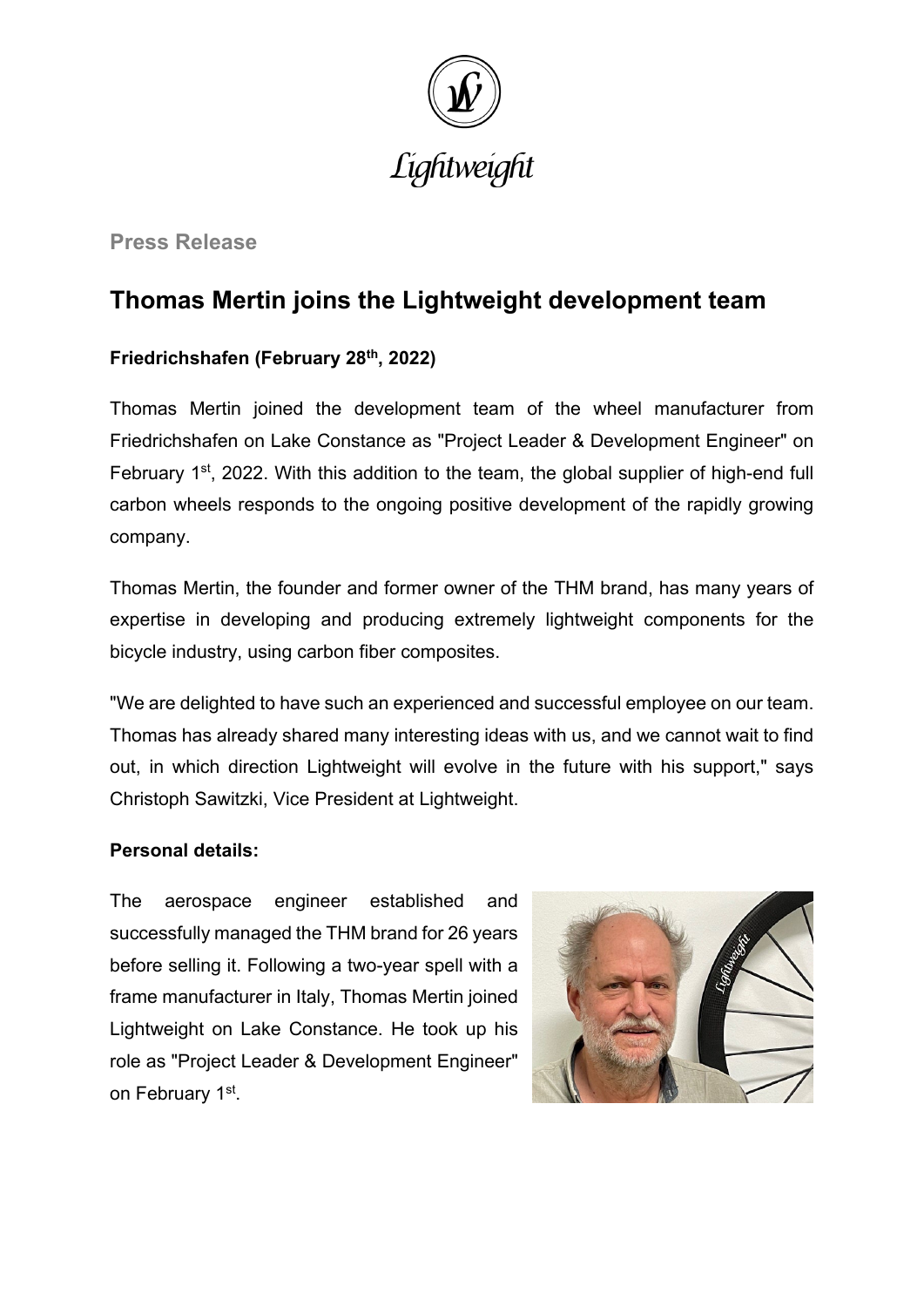Lightweight

**Press Release**

# Thomas Mertin joins the Lightweight development team

**Friedrichshafen (February 28th, 2022)**

Thomas Mertin joined the development team of the wheel manufacturer from Friedrichshafen on Lake Constance as "Project Leader & Development Engineer" on February 1st, 2022. With this addition to the team, the global supplier of high-end full carbon wheels responds to the ongoing positive development of the rapidly growing company.

Thomas Mertin, the founder and former owner of the THM brand, has many years of expertise in developing and producing extremely lightweight components for the bicycle industry, using carbon fiber composites.

"We are delighted to have such an experienced and successful employee on our team. Thomas has already shared many interesting ideas with us, and we cannot wait to find out, in which direction Lightweight will evolve in the future with his support," says Christoph Sawitzki, Vice President at Lightweight.

**Personal details:**

The aerospace engineer established and successfully managed the THM brand for 26 years before selling it. Following a two-year spell with a frame manufacturer in Italy, Thomas Mertin joined Lightweight on Lake Constance. He took up his role as "Project Leader & Development Engineer" on February 1st.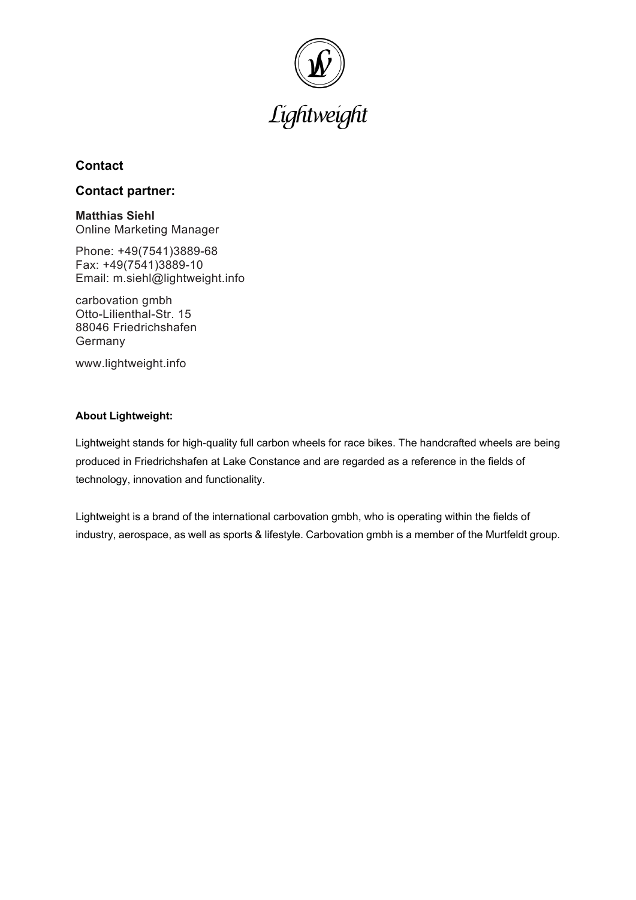Lightweight

## Contact

## Contact partner:

**Matthias Siehl**
Online Marketing Manager

Phone: +49(7541)3889-68
Fax: +49(7541)3889-10
Email: m.siehl@lightweight.info

carbovation gmbh
Otto-Lilienthal-Str. 15
88046 Friedrichshafen
Germany

www.lightweight.info

**About Lightweight:**

Lightweight stands for high-quality full carbon wheels for race bikes. The handcrafted wheels are being produced in Friedrichshafen at Lake Constance and are regarded as a reference in the fields of technology, innovation and functionality.

Lightweight is a brand of the international carbovation gmbh, who is operating within the fields of industry, aerospace, as well as sports & lifestyle. Carbovation gmbh is a member of the Murtfeldt group.